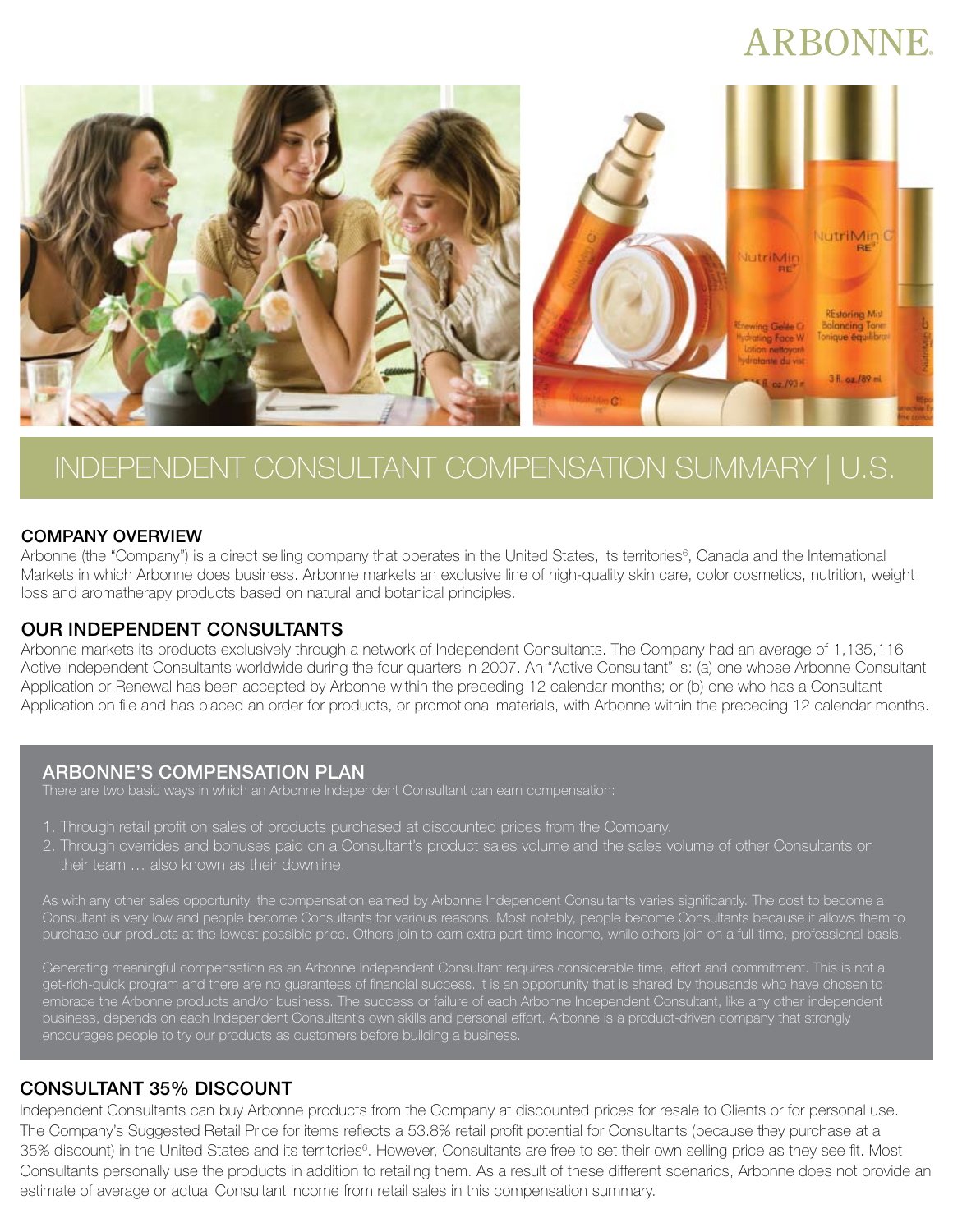ARBONNE

# INDEPENDENT CONSULTANT COMPENSATION SUMMARY | U.S.

## COMPANY OVERVIEW

Arbonne (the "Company") is a direct selling company that operates in the United States, its territories[6], Canada and the International Markets in which Arbonne does business. Arbonne markets an exclusive line of high-quality skin care, color cosmetics, nutrition, weight loss and aromatherapy products based on natural and botanical principles.

## OUR INDEPENDENT CONSULTANTS

Arbonne markets its products exclusively through a network of Independent Consultants. The Company had an average of 1,135,116 Active Independent Consultants worldwide during the four quarters in 2007. An "Active Consultant" is: (a) one whose Arbonne Consultant Application or Renewal has been accepted by Arbonne within the preceding 12 calendar months; or (b) one who has a Consultant Application on file and has placed an order for products, or promotional materials, with Arbonne within the preceding 12 calendar months.

## ARBONNE'S COMPENSATION PLAN

There are two basic ways in which an Arbonne Independent Consultant can earn compensation:

1. Through retail profit on sales of products purchased at discounted prices from the Company.
2. Through overrides and bonuses paid on a Consultant's product sales volume and the sales volume of other Consultants on their team … also known as their downline.

As with any other sales opportunity, the compensation earned by Arbonne Independent Consultants varies significantly. The cost to become a Consultant is very low and people become Consultants for various reasons. Most notably, people become Consultants because it allows them to purchase our products at the lowest possible price. Others join to earn extra part-time income, while others join on a full-time, professional basis.

Generating meaningful compensation as an Arbonne Independent Consultant requires considerable time, effort and commitment. This is not a get-rich-quick program and there are no guarantees of financial success. It is an opportunity that is shared by thousands who have chosen to embrace the Arbonne products and/or business. The success or failure of each Arbonne Independent Consultant, like any other independent business, depends on each Independent Consultant's own skills and personal effort. Arbonne is a product-driven company that strongly encourages people to try our products as customers before building a business.

## CONSULTANT 35% DISCOUNT

Independent Consultants can buy Arbonne products from the Company at discounted prices for resale to Clients or for personal use. The Company's Suggested Retail Price for items reflects a 53.8% retail profit potential for Consultants (because they purchase at a 35% discount) in the United States and its territories[6]. However, Consultants are free to set their own selling price as they see fit. Most Consultants personally use the products in addition to retailing them. As a result of these different scenarios, Arbonne does not provide an estimate of average or actual Consultant income from retail sales in this compensation summary.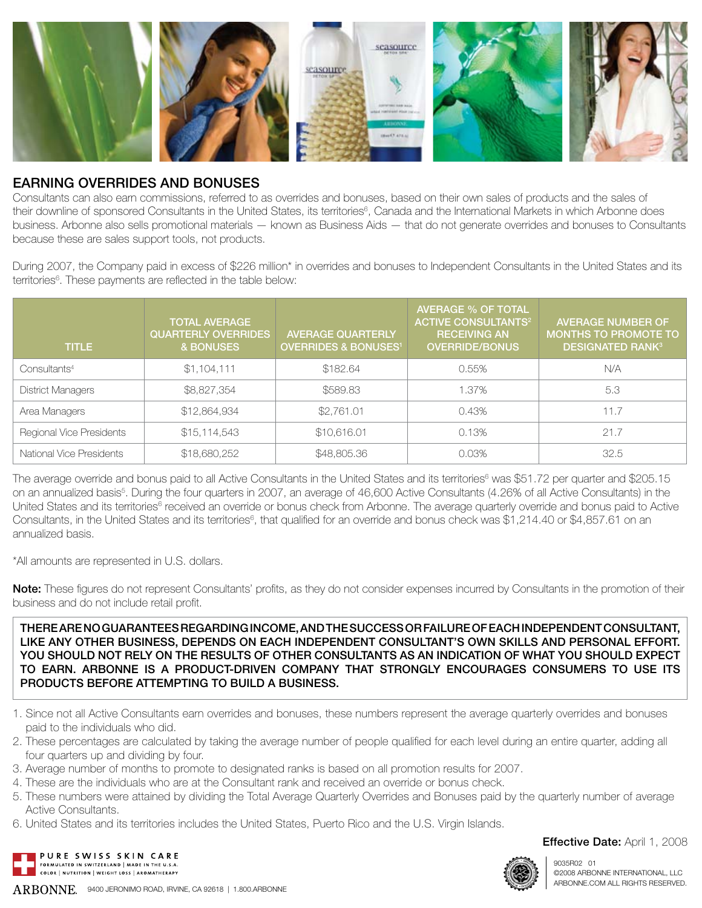## EARNING OVERRIDES AND BONUSES

Consultants can also earn commissions, referred to as overrides and bonuses, based on their own sales of products and the sales of their downline of sponsored Consultants in the United States, its territories[6], Canada and the International Markets in which Arbonne does business. Arbonne also sells promotional materials — known as Business Aids — that do not generate overrides and bonuses to Consultants because these are sales support tools, not products.

During 2007, the Company paid in excess of $226 million* in overrides and bonuses to Independent Consultants in the United States and its territories[6]. These payments are reflected in the table below:

| TITLE | TOTAL AVERAGE QUARTERLY OVERRIDES & BONUSES | AVERAGE QUARTERLY OVERRIDES & BONUSES[1] | AVERAGE % OF TOTAL ACTIVE CONSULTANTS[2] RECEIVING AN OVERRIDE/BONUS | AVERAGE NUMBER OF MONTHS TO PROMOTE TO DESIGNATED RANK[3] |
|---|---|---|---|---|
| Consultants[4] | $1,104,111 | $182.64 | 0.55% | N/A |
| District Managers | $8,827,354 | $589.83 | 1.37% | 5.3 |
| Area Managers | $12,864,934 | $2,761.01 | 0.43% | 11.7 |
| Regional Vice Presidents | $15,114,543 | $10,616.01 | 0.13% | 21.7 |
| National Vice Presidents | $18,680,252 | $48,805.36 | 0.03% | 32.5 |

The average override and bonus paid to all Active Consultants in the United States and its territories[6] was $51.72 per quarter and $205.15 on an annualized basis[5]. During the four quarters in 2007, an average of 46,600 Active Consultants (4.26% of all Active Consultants) in the United States and its territories[6] received an override or bonus check from Arbonne. The average quarterly override and bonus paid to Active Consultants, in the United States and its territories[6], that qualified for an override and bonus check was $1,214.40 or $4,857.61 on an annualized basis.

*All amounts are represented in U.S. dollars.

**Note:** These figures do not represent Consultants' profits, as they do not consider expenses incurred by Consultants in the promotion of their business and do not include retail profit.

**THERE ARE NO GUARANTEES REGARDING INCOME, AND THE SUCCESS OR FAILURE OF EACH INDEPENDENT CONSULTANT, LIKE ANY OTHER BUSINESS, DEPENDS ON EACH INDEPENDENT CONSULTANT'S OWN SKILLS AND PERSONAL EFFORT. YOU SHOULD NOT RELY ON THE RESULTS OF OTHER CONSULTANTS AS AN INDICATION OF WHAT YOU SHOULD EXPECT TO EARN. ARBONNE IS A PRODUCT-DRIVEN COMPANY THAT STRONGLY ENCOURAGES CONSUMERS TO USE ITS PRODUCTS BEFORE ATTEMPTING TO BUILD A BUSINESS.**

1. Since not all Active Consultants earn overrides and bonuses, these numbers represent the average quarterly overrides and bonuses paid to the individuals who did.
2. These percentages are calculated by taking the average number of people qualified for each level during an entire quarter, adding all four quarters up and dividing by four.
3. Average number of months to promote to designated ranks is based on all promotion results for 2007.
4. These are the individuals who are at the Consultant rank and received an override or bonus check.
5. These numbers were attained by dividing the Total Average Quarterly Overrides and Bonuses paid by the quarterly number of average Active Consultants.
6. United States and its territories includes the United States, Puerto Rico and the U.S. Virgin Islands.

**Effective Date:** April 1, 2008

PURE SWISS SKIN CARE
FORMULATED IN SWITZERLAND | MADE IN THE U.S.A.
COLOR | NUTRITION | WEIGHT LOSS | AROMATHERAPY

ARBONNE. 9400 JERONIMO ROAD, IRVINE, CA 92618 | 1.800.ARBONNE

9035R02 01
©2008 ARBONNE INTERNATIONAL, LLC
ARBONNE.COM ALL RIGHTS RESERVED.